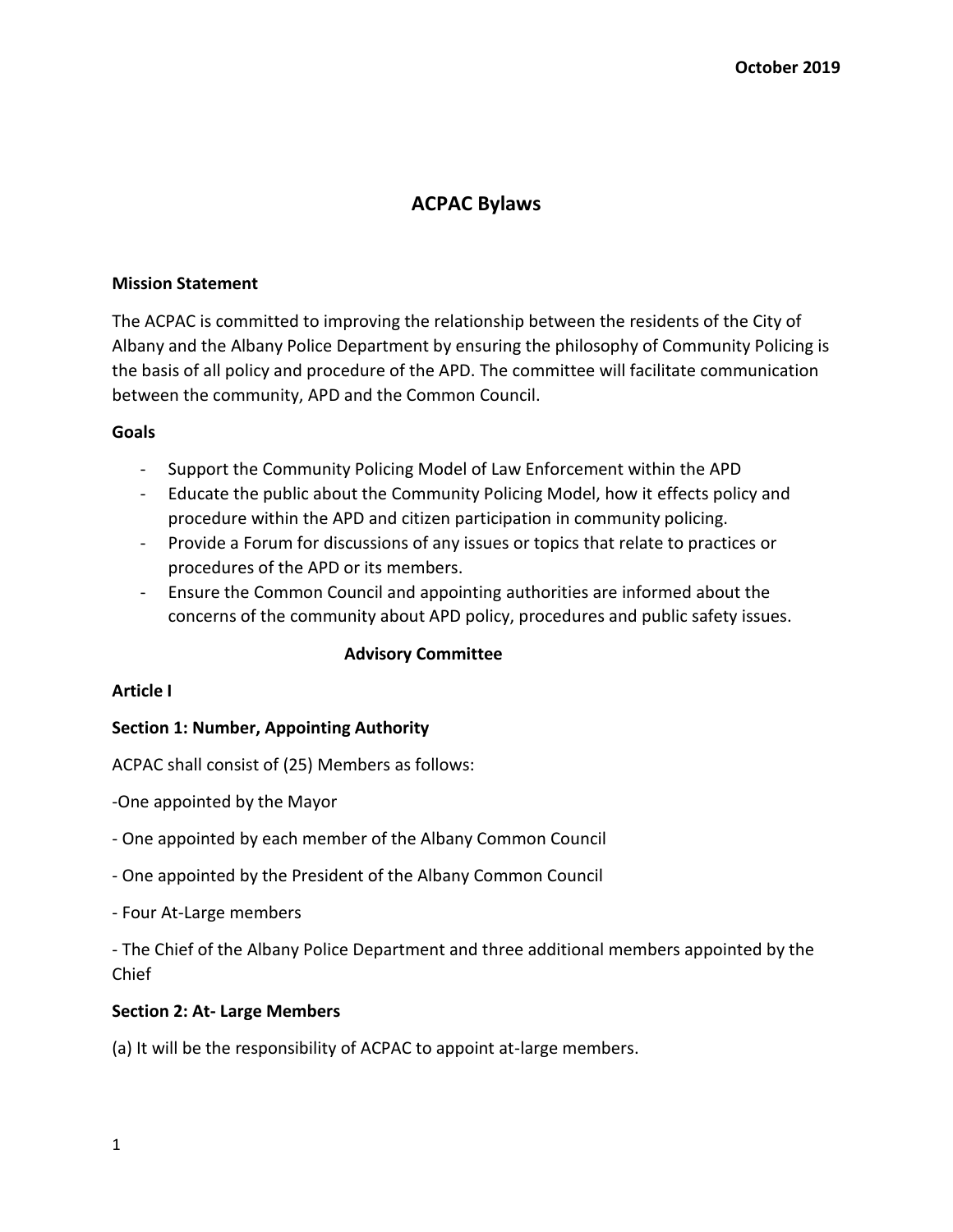October 2019

# ACPAC Bylaws

**Mission Statement**

The ACPAC is committed to improving the relationship between the residents of the City of Albany and the Albany Police Department by ensuring the philosophy of Community Policing is the basis of all policy and procedure of the APD. The committee will facilitate communication between the community, APD and the Common Council.

**Goals**

- Support the Community Policing Model of Law Enforcement within the APD
- Educate the public about the Community Policing Model, how it effects policy and procedure within the APD and citizen participation in community policing.
- Provide a Forum for discussions of any issues or topics that relate to practices or procedures of the APD or its members.
- Ensure the Common Council and appointing authorities are informed about the concerns of the community about APD policy, procedures and public safety issues.

## Advisory Committee

**Article I**

**Section 1: Number, Appointing Authority**

ACPAC shall consist of (25) Members as follows:

-One appointed by the Mayor

- One appointed by each member of the Albany Common Council

- One appointed by the President of the Albany Common Council

- Four At-Large members

- The Chief of the Albany Police Department and three additional members appointed by the Chief

**Section 2: At- Large Members**

(a) It will be the responsibility of ACPAC to appoint at-large members.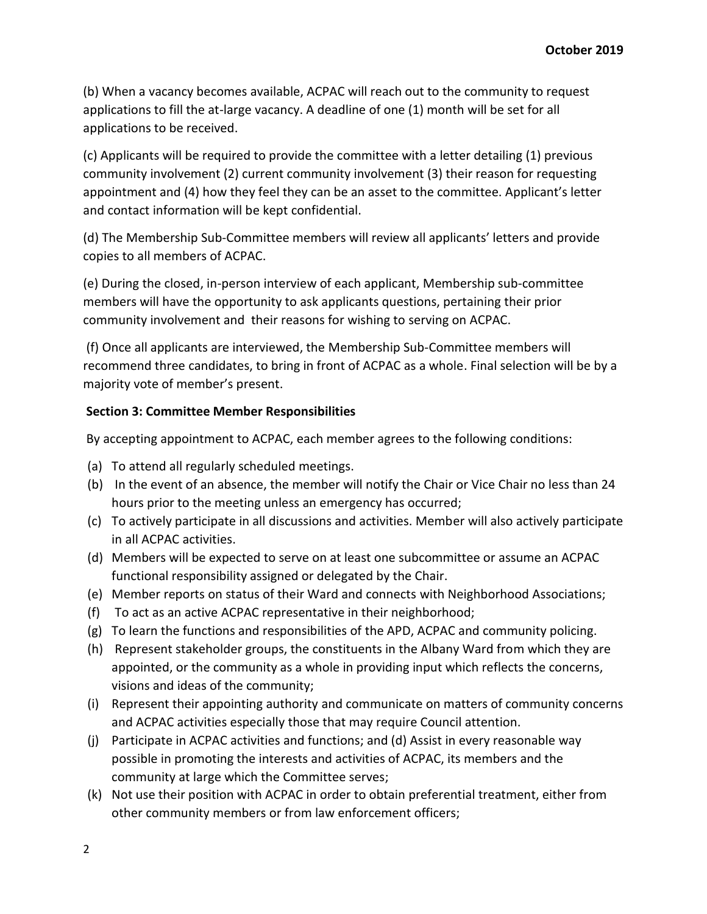(b) When a vacancy becomes available, ACPAC will reach out to the community to request applications to fill the at-large vacancy. A deadline of one (1) month will be set for all applications to be received.

(c) Applicants will be required to provide the committee with a letter detailing (1) previous community involvement (2) current community involvement (3) their reason for requesting appointment and (4) how they feel they can be an asset to the committee. Applicant's letter and contact information will be kept confidential.

(d) The Membership Sub-Committee members will review all applicants' letters and provide copies to all members of ACPAC.

(e) During the closed, in-person interview of each applicant, Membership sub-committee members will have the opportunity to ask applicants questions, pertaining their prior community involvement and their reasons for wishing to serving on ACPAC.

(f) Once all applicants are interviewed, the Membership Sub-Committee members will recommend three candidates, to bring in front of ACPAC as a whole. Final selection will be by a majority vote of member's present.

**Section 3: Committee Member Responsibilities**

By accepting appointment to ACPAC, each member agrees to the following conditions:

(a) To attend all regularly scheduled meetings.

(b) In the event of an absence, the member will notify the Chair or Vice Chair no less than 24 hours prior to the meeting unless an emergency has occurred;

(c) To actively participate in all discussions and activities. Member will also actively participate in all ACPAC activities.

(d) Members will be expected to serve on at least one subcommittee or assume an ACPAC functional responsibility assigned or delegated by the Chair.

(e) Member reports on status of their Ward and connects with Neighborhood Associations;

(f) To act as an active ACPAC representative in their neighborhood;

(g) To learn the functions and responsibilities of the APD, ACPAC and community policing.

(h) Represent stakeholder groups, the constituents in the Albany Ward from which they are appointed, or the community as a whole in providing input which reflects the concerns, visions and ideas of the community;

(i) Represent their appointing authority and communicate on matters of community concerns and ACPAC activities especially those that may require Council attention.

(j) Participate in ACPAC activities and functions; and (d) Assist in every reasonable way possible in promoting the interests and activities of ACPAC, its members and the community at large which the Committee serves;

(k) Not use their position with ACPAC in order to obtain preferential treatment, either from other community members or from law enforcement officers;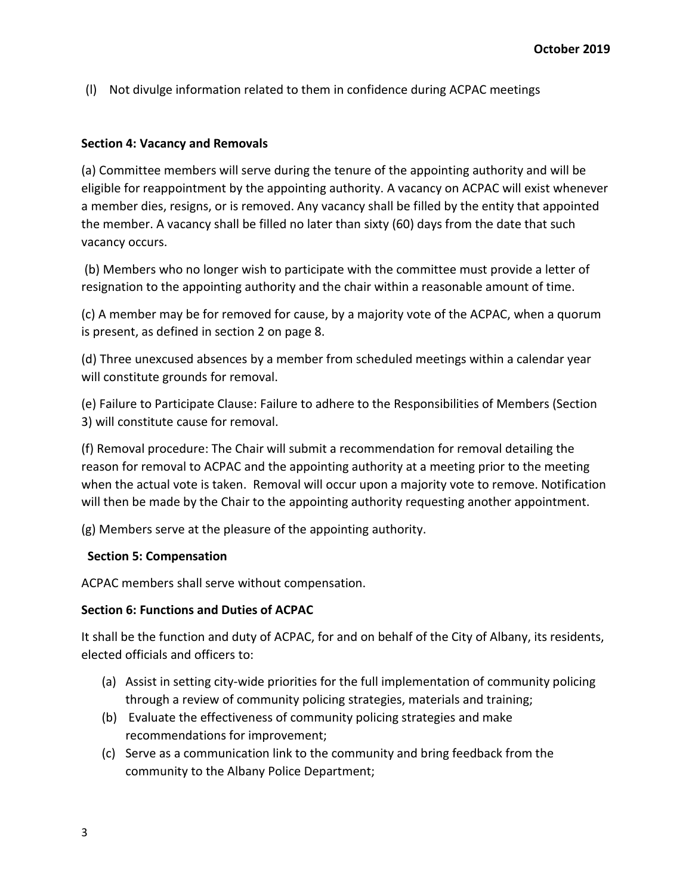(l) Not divulge information related to them in confidence during ACPAC meetings

**Section 4: Vacancy and Removals**

(a) Committee members will serve during the tenure of the appointing authority and will be eligible for reappointment by the appointing authority. A vacancy on ACPAC will exist whenever a member dies, resigns, or is removed. Any vacancy shall be filled by the entity that appointed the member. A vacancy shall be filled no later than sixty (60) days from the date that such vacancy occurs.

(b) Members who no longer wish to participate with the committee must provide a letter of resignation to the appointing authority and the chair within a reasonable amount of time.

(c) A member may be for removed for cause, by a majority vote of the ACPAC, when a quorum is present, as defined in section 2 on page 8.

(d) Three unexcused absences by a member from scheduled meetings within a calendar year will constitute grounds for removal.

(e) Failure to Participate Clause: Failure to adhere to the Responsibilities of Members (Section 3) will constitute cause for removal.

(f) Removal procedure: The Chair will submit a recommendation for removal detailing the reason for removal to ACPAC and the appointing authority at a meeting prior to the meeting when the actual vote is taken. Removal will occur upon a majority vote to remove. Notification will then be made by the Chair to the appointing authority requesting another appointment.

(g) Members serve at the pleasure of the appointing authority.

**Section 5: Compensation**

ACPAC members shall serve without compensation.

**Section 6: Functions and Duties of ACPAC**

It shall be the function and duty of ACPAC, for and on behalf of the City of Albany, its residents, elected officials and officers to:

(a) Assist in setting city-wide priorities for the full implementation of community policing through a review of community policing strategies, materials and training;
(b) Evaluate the effectiveness of community policing strategies and make recommendations for improvement;
(c) Serve as a communication link to the community and bring feedback from the community to the Albany Police Department;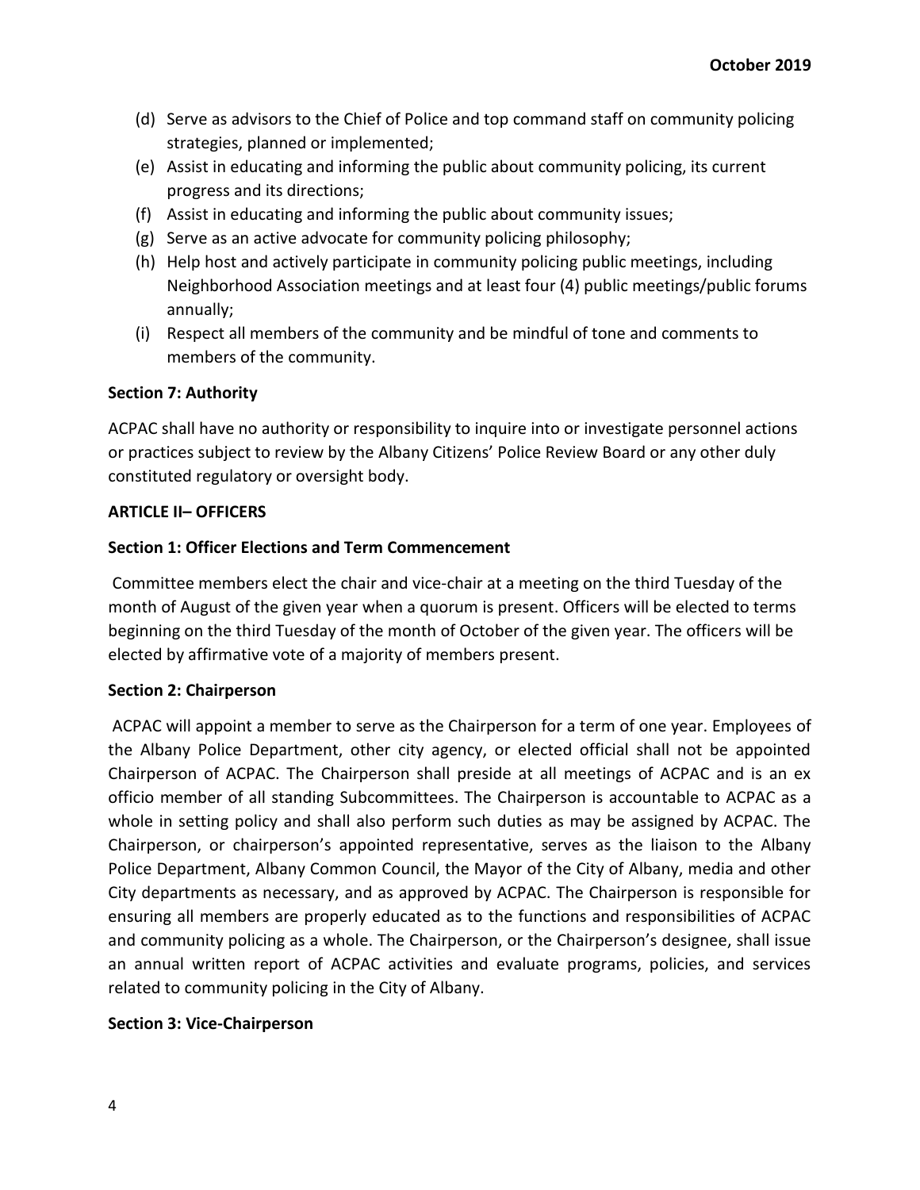(d) Serve as advisors to the Chief of Police and top command staff on community policing strategies, planned or implemented;
(e) Assist in educating and informing the public about community policing, its current progress and its directions;
(f) Assist in educating and informing the public about community issues;
(g) Serve as an active advocate for community policing philosophy;
(h) Help host and actively participate in community policing public meetings, including Neighborhood Association meetings and at least four (4) public meetings/public forums annually;
(i) Respect all members of the community and be mindful of tone and comments to members of the community.

**Section 7: Authority**

ACPAC shall have no authority or responsibility to inquire into or investigate personnel actions or practices subject to review by the Albany Citizens' Police Review Board or any other duly constituted regulatory or oversight body.

**ARTICLE II– OFFICERS**

**Section 1: Officer Elections and Term Commencement**

Committee members elect the chair and vice-chair at a meeting on the third Tuesday of the month of August of the given year when a quorum is present. Officers will be elected to terms beginning on the third Tuesday of the month of October of the given year. The officers will be elected by affirmative vote of a majority of members present.

**Section 2: Chairperson**

ACPAC will appoint a member to serve as the Chairperson for a term of one year. Employees of the Albany Police Department, other city agency, or elected official shall not be appointed Chairperson of ACPAC. The Chairperson shall preside at all meetings of ACPAC and is an ex officio member of all standing Subcommittees. The Chairperson is accountable to ACPAC as a whole in setting policy and shall also perform such duties as may be assigned by ACPAC. The Chairperson, or chairperson's appointed representative, serves as the liaison to the Albany Police Department, Albany Common Council, the Mayor of the City of Albany, media and other City departments as necessary, and as approved by ACPAC. The Chairperson is responsible for ensuring all members are properly educated as to the functions and responsibilities of ACPAC and community policing as a whole. The Chairperson, or the Chairperson's designee, shall issue an annual written report of ACPAC activities and evaluate programs, policies, and services related to community policing in the City of Albany.

**Section 3: Vice-Chairperson**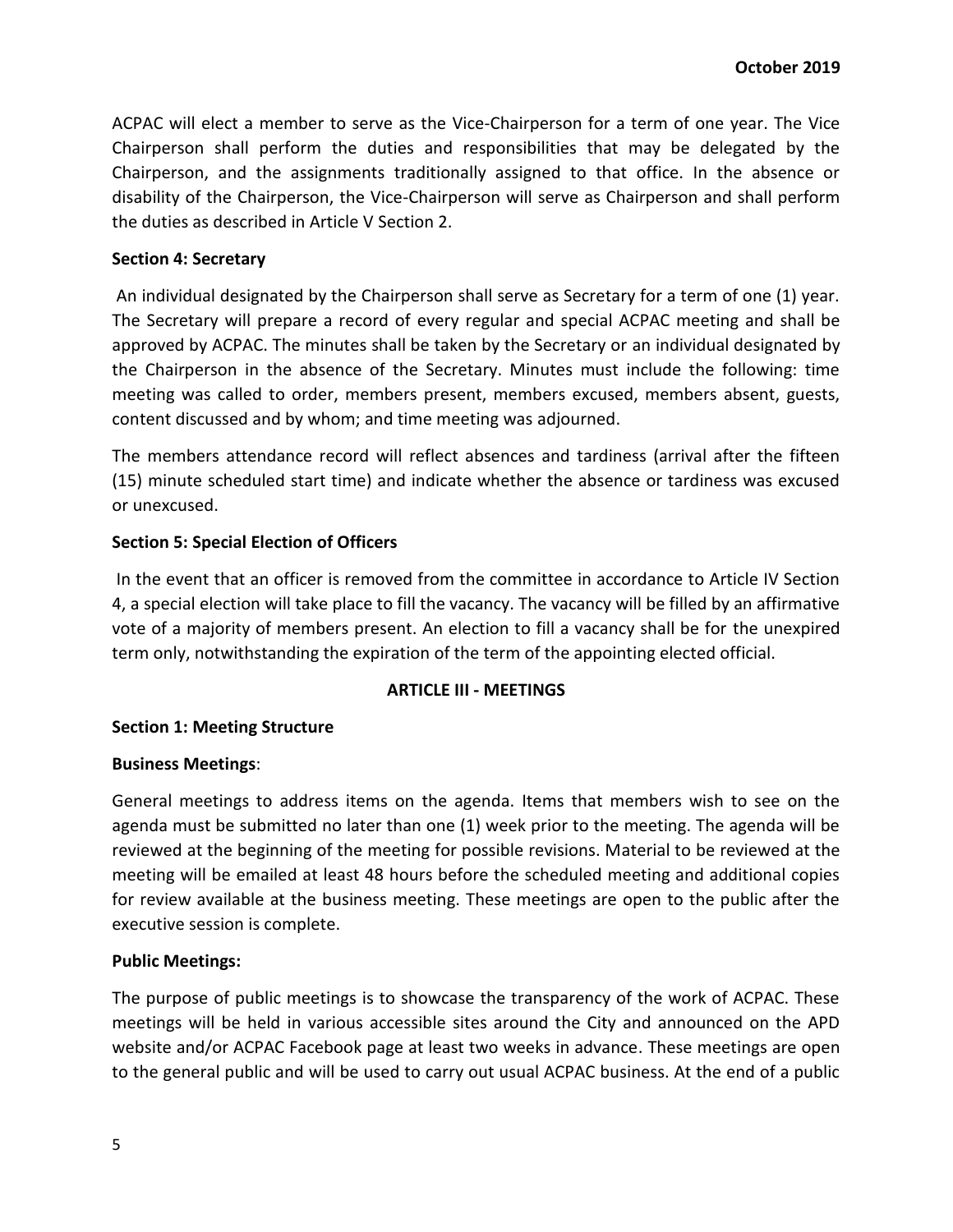ACPAC will elect a member to serve as the Vice-Chairperson for a term of one year. The Vice Chairperson shall perform the duties and responsibilities that may be delegated by the Chairperson, and the assignments traditionally assigned to that office. In the absence or disability of the Chairperson, the Vice-Chairperson will serve as Chairperson and shall perform the duties as described in Article V Section 2.

**Section 4: Secretary**

An individual designated by the Chairperson shall serve as Secretary for a term of one (1) year. The Secretary will prepare a record of every regular and special ACPAC meeting and shall be approved by ACPAC. The minutes shall be taken by the Secretary or an individual designated by the Chairperson in the absence of the Secretary. Minutes must include the following: time meeting was called to order, members present, members excused, members absent, guests, content discussed and by whom; and time meeting was adjourned.

The members attendance record will reflect absences and tardiness (arrival after the fifteen (15) minute scheduled start time) and indicate whether the absence or tardiness was excused or unexcused.

**Section 5: Special Election of Officers**

In the event that an officer is removed from the committee in accordance to Article IV Section 4, a special election will take place to fill the vacancy. The vacancy will be filled by an affirmative vote of a majority of members present. An election to fill a vacancy shall be for the unexpired term only, notwithstanding the expiration of the term of the appointing elected official.

## ARTICLE III - MEETINGS

**Section 1: Meeting Structure**

**Business Meetings**:

General meetings to address items on the agenda. Items that members wish to see on the agenda must be submitted no later than one (1) week prior to the meeting. The agenda will be reviewed at the beginning of the meeting for possible revisions. Material to be reviewed at the meeting will be emailed at least 48 hours before the scheduled meeting and additional copies for review available at the business meeting. These meetings are open to the public after the executive session is complete.

**Public Meetings:**

The purpose of public meetings is to showcase the transparency of the work of ACPAC. These meetings will be held in various accessible sites around the City and announced on the APD website and/or ACPAC Facebook page at least two weeks in advance. These meetings are open to the general public and will be used to carry out usual ACPAC business. At the end of a public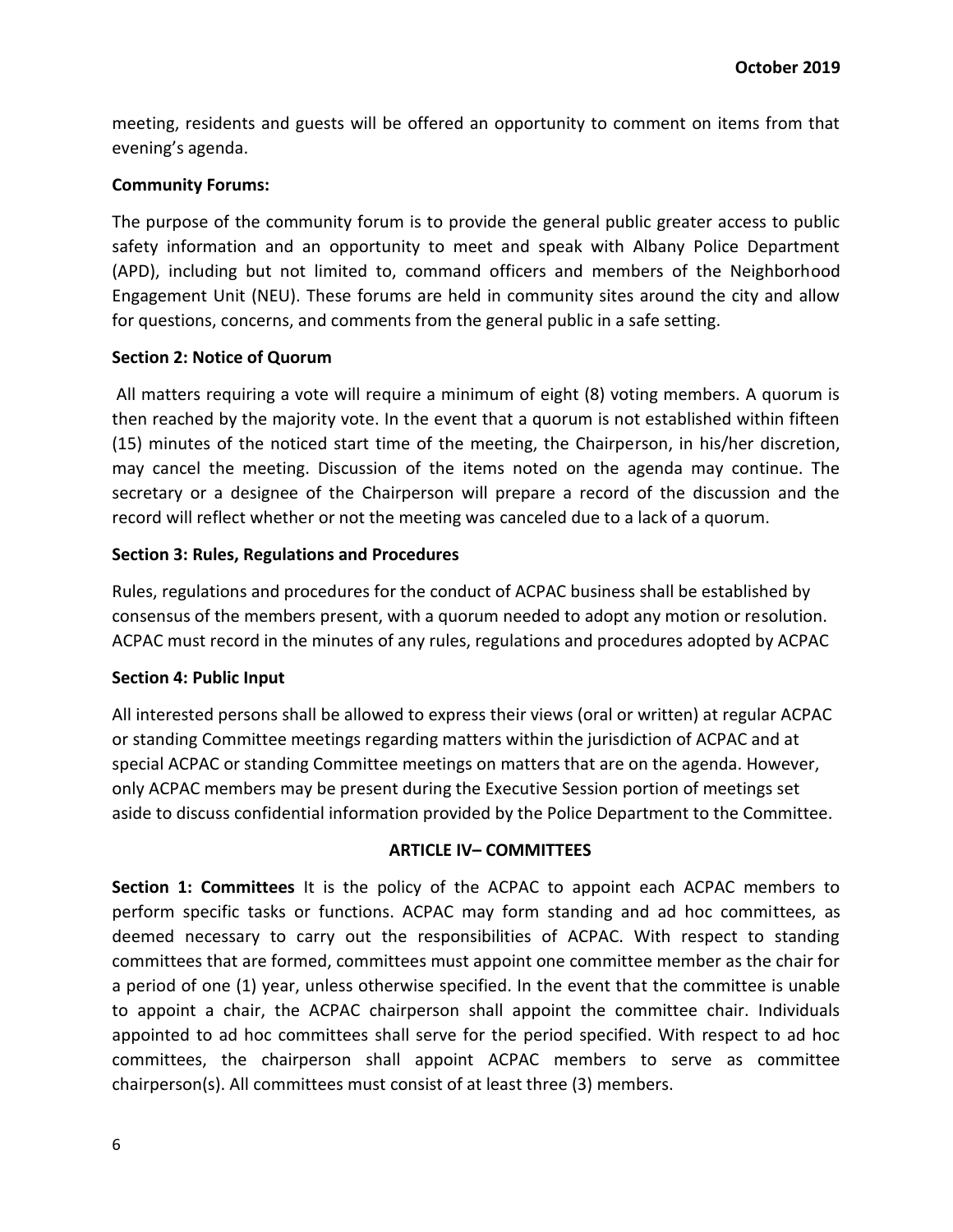meeting, residents and guests will be offered an opportunity to comment on items from that evening's agenda.

**Community Forums:**

The purpose of the community forum is to provide the general public greater access to public safety information and an opportunity to meet and speak with Albany Police Department (APD), including but not limited to, command officers and members of the Neighborhood Engagement Unit (NEU). These forums are held in community sites around the city and allow for questions, concerns, and comments from the general public in a safe setting.

**Section 2: Notice of Quorum**

All matters requiring a vote will require a minimum of eight (8) voting members. A quorum is then reached by the majority vote. In the event that a quorum is not established within fifteen (15) minutes of the noticed start time of the meeting, the Chairperson, in his/her discretion, may cancel the meeting. Discussion of the items noted on the agenda may continue. The secretary or a designee of the Chairperson will prepare a record of the discussion and the record will reflect whether or not the meeting was canceled due to a lack of a quorum.

**Section 3: Rules, Regulations and Procedures**

Rules, regulations and procedures for the conduct of ACPAC business shall be established by consensus of the members present, with a quorum needed to adopt any motion or resolution. ACPAC must record in the minutes of any rules, regulations and procedures adopted by ACPAC

**Section 4: Public Input**

All interested persons shall be allowed to express their views (oral or written) at regular ACPAC or standing Committee meetings regarding matters within the jurisdiction of ACPAC and at special ACPAC or standing Committee meetings on matters that are on the agenda. However, only ACPAC members may be present during the Executive Session portion of meetings set aside to discuss confidential information provided by the Police Department to the Committee.

## ARTICLE IV– COMMITTEES

**Section 1: Committees** It is the policy of the ACPAC to appoint each ACPAC members to perform specific tasks or functions. ACPAC may form standing and ad hoc committees, as deemed necessary to carry out the responsibilities of ACPAC. With respect to standing committees that are formed, committees must appoint one committee member as the chair for a period of one (1) year, unless otherwise specified. In the event that the committee is unable to appoint a chair, the ACPAC chairperson shall appoint the committee chair. Individuals appointed to ad hoc committees shall serve for the period specified. With respect to ad hoc committees, the chairperson shall appoint ACPAC members to serve as committee chairperson(s). All committees must consist of at least three (3) members.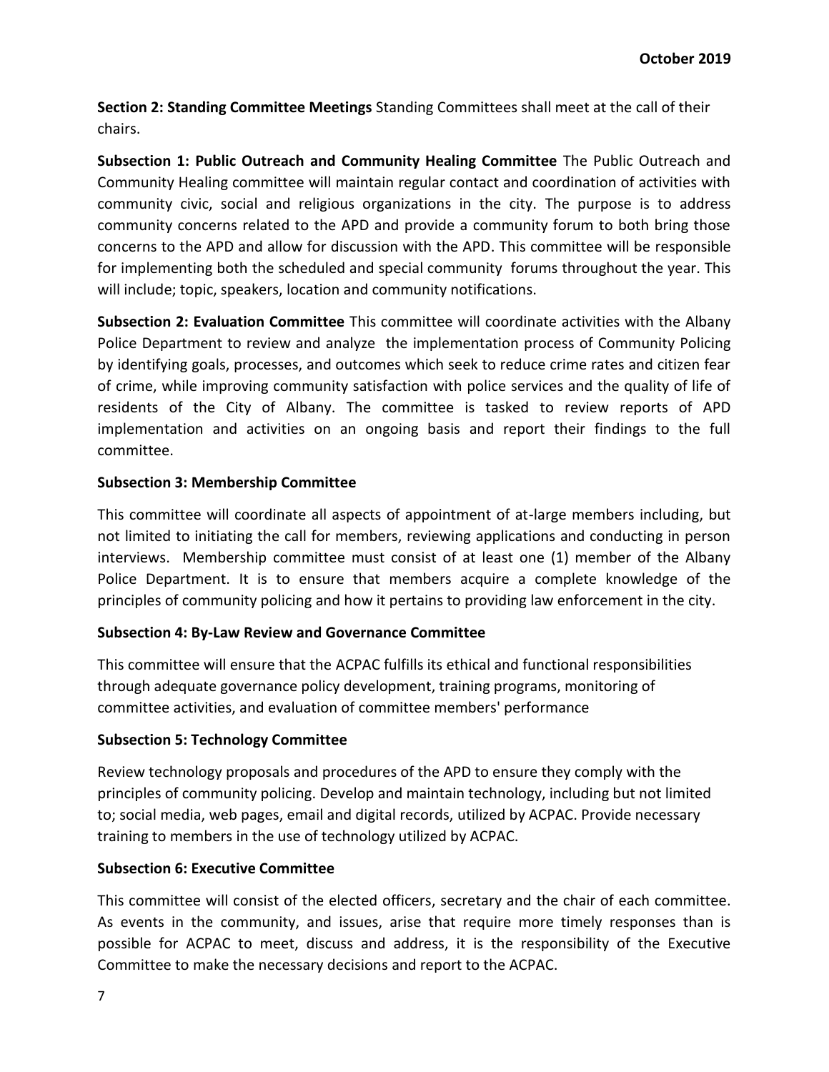**Section 2: Standing Committee Meetings** Standing Committees shall meet at the call of their chairs.

**Subsection 1: Public Outreach and Community Healing Committee** The Public Outreach and Community Healing committee will maintain regular contact and coordination of activities with community civic, social and religious organizations in the city. The purpose is to address community concerns related to the APD and provide a community forum to both bring those concerns to the APD and allow for discussion with the APD. This committee will be responsible for implementing both the scheduled and special community forums throughout the year. This will include; topic, speakers, location and community notifications.

**Subsection 2: Evaluation Committee** This committee will coordinate activities with the Albany Police Department to review and analyze the implementation process of Community Policing by identifying goals, processes, and outcomes which seek to reduce crime rates and citizen fear of crime, while improving community satisfaction with police services and the quality of life of residents of the City of Albany. The committee is tasked to review reports of APD implementation and activities on an ongoing basis and report their findings to the full committee.

**Subsection 3: Membership Committee**

This committee will coordinate all aspects of appointment of at-large members including, but not limited to initiating the call for members, reviewing applications and conducting in person interviews. Membership committee must consist of at least one (1) member of the Albany Police Department. It is to ensure that members acquire a complete knowledge of the principles of community policing and how it pertains to providing law enforcement in the city.

**Subsection 4: By-Law Review and Governance Committee**

This committee will ensure that the ACPAC fulfills its ethical and functional responsibilities through adequate governance policy development, training programs, monitoring of committee activities, and evaluation of committee members' performance

**Subsection 5: Technology Committee**

Review technology proposals and procedures of the APD to ensure they comply with the principles of community policing. Develop and maintain technology, including but not limited to; social media, web pages, email and digital records, utilized by ACPAC. Provide necessary training to members in the use of technology utilized by ACPAC.

**Subsection 6: Executive Committee**

This committee will consist of the elected officers, secretary and the chair of each committee. As events in the community, and issues, arise that require more timely responses than is possible for ACPAC to meet, discuss and address, it is the responsibility of the Executive Committee to make the necessary decisions and report to the ACPAC.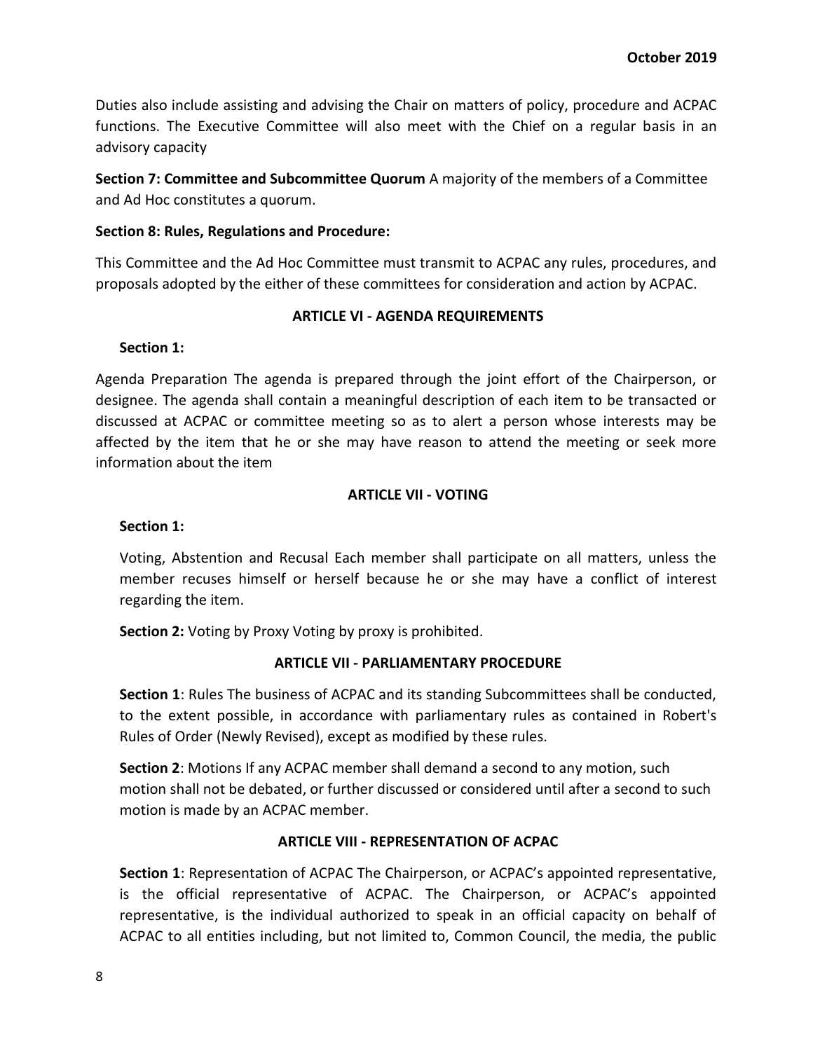Duties also include assisting and advising the Chair on matters of policy, procedure and ACPAC functions. The Executive Committee will also meet with the Chief on a regular basis in an advisory capacity

**Section 7: Committee and Subcommittee Quorum** A majority of the members of a Committee and Ad Hoc constitutes a quorum.

**Section 8: Rules, Regulations and Procedure:**

This Committee and the Ad Hoc Committee must transmit to ACPAC any rules, procedures, and proposals adopted by the either of these committees for consideration and action by ACPAC.

## ARTICLE VI - AGENDA REQUIREMENTS

**Section 1:**

Agenda Preparation The agenda is prepared through the joint effort of the Chairperson, or designee. The agenda shall contain a meaningful description of each item to be transacted or discussed at ACPAC or committee meeting so as to alert a person whose interests may be affected by the item that he or she may have reason to attend the meeting or seek more information about the item

## ARTICLE VII - VOTING

**Section 1:**

Voting, Abstention and Recusal Each member shall participate on all matters, unless the member recuses himself or herself because he or she may have a conflict of interest regarding the item.

**Section 2:** Voting by Proxy Voting by proxy is prohibited.

## ARTICLE VII - PARLIAMENTARY PROCEDURE

**Section 1**: Rules The business of ACPAC and its standing Subcommittees shall be conducted, to the extent possible, in accordance with parliamentary rules as contained in Robert's Rules of Order (Newly Revised), except as modified by these rules.

**Section 2**: Motions If any ACPAC member shall demand a second to any motion, such motion shall not be debated, or further discussed or considered until after a second to such motion is made by an ACPAC member.

## ARTICLE VIII - REPRESENTATION OF ACPAC

**Section 1**: Representation of ACPAC The Chairperson, or ACPAC's appointed representative, is the official representative of ACPAC. The Chairperson, or ACPAC's appointed representative, is the individual authorized to speak in an official capacity on behalf of ACPAC to all entities including, but not limited to, Common Council, the media, the public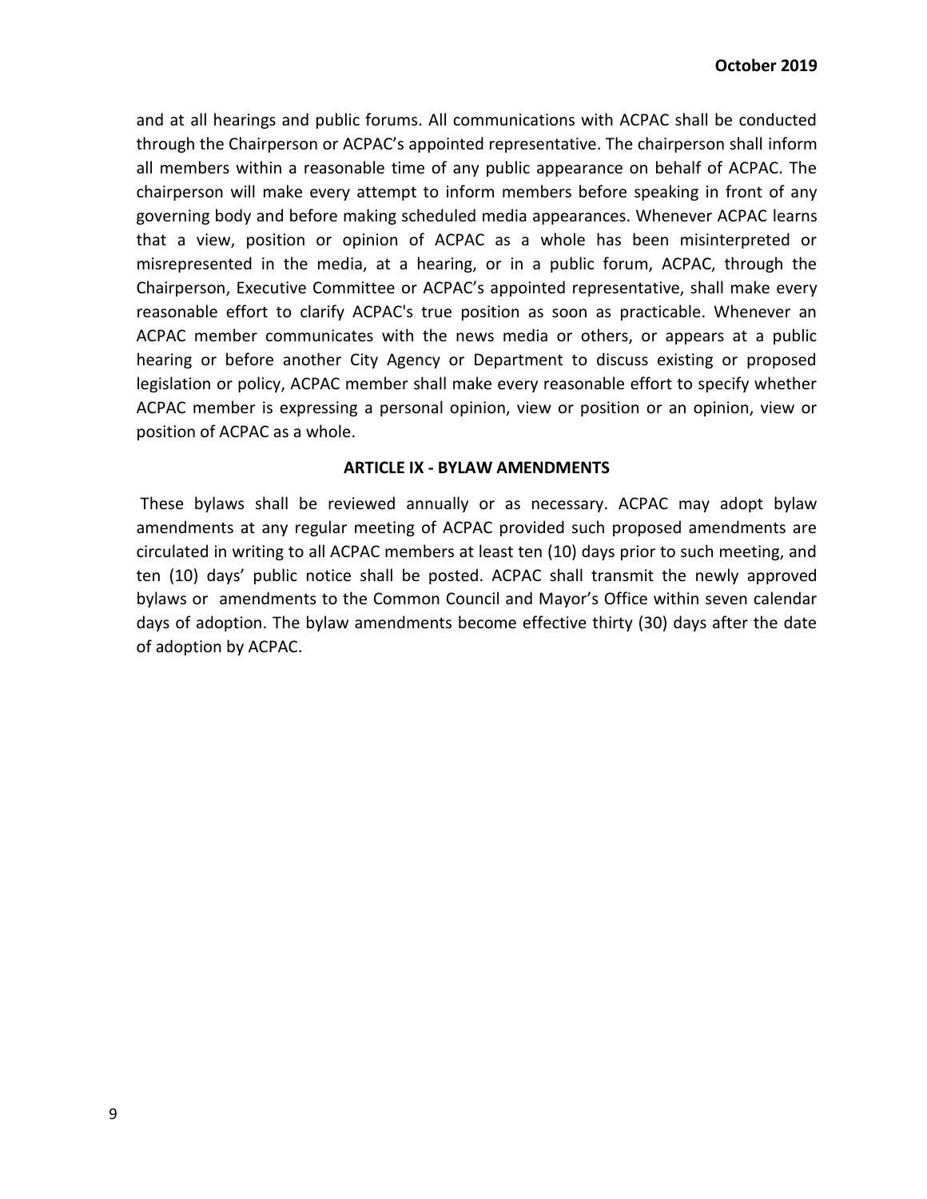and at all hearings and public forums. All communications with ACPAC shall be conducted through the Chairperson or ACPAC's appointed representative. The chairperson shall inform all members within a reasonable time of any public appearance on behalf of ACPAC. The chairperson will make every attempt to inform members before speaking in front of any governing body and before making scheduled media appearances. Whenever ACPAC learns that a view, position or opinion of ACPAC as a whole has been misinterpreted or misrepresented in the media, at a hearing, or in a public forum, ACPAC, through the Chairperson, Executive Committee or ACPAC's appointed representative, shall make every reasonable effort to clarify ACPAC's true position as soon as practicable. Whenever an ACPAC member communicates with the news media or others, or appears at a public hearing or before another City Agency or Department to discuss existing or proposed legislation or policy, ACPAC member shall make every reasonable effort to specify whether ACPAC member is expressing a personal opinion, view or position or an opinion, view or position of ACPAC as a whole.

## ARTICLE IX - BYLAW AMENDMENTS

These bylaws shall be reviewed annually or as necessary. ACPAC may adopt bylaw amendments at any regular meeting of ACPAC provided such proposed amendments are circulated in writing to all ACPAC members at least ten (10) days prior to such meeting, and ten (10) days' public notice shall be posted. ACPAC shall transmit the newly approved bylaws or amendments to the Common Council and Mayor's Office within seven calendar days of adoption. The bylaw amendments become effective thirty (30) days after the date of adoption by ACPAC.